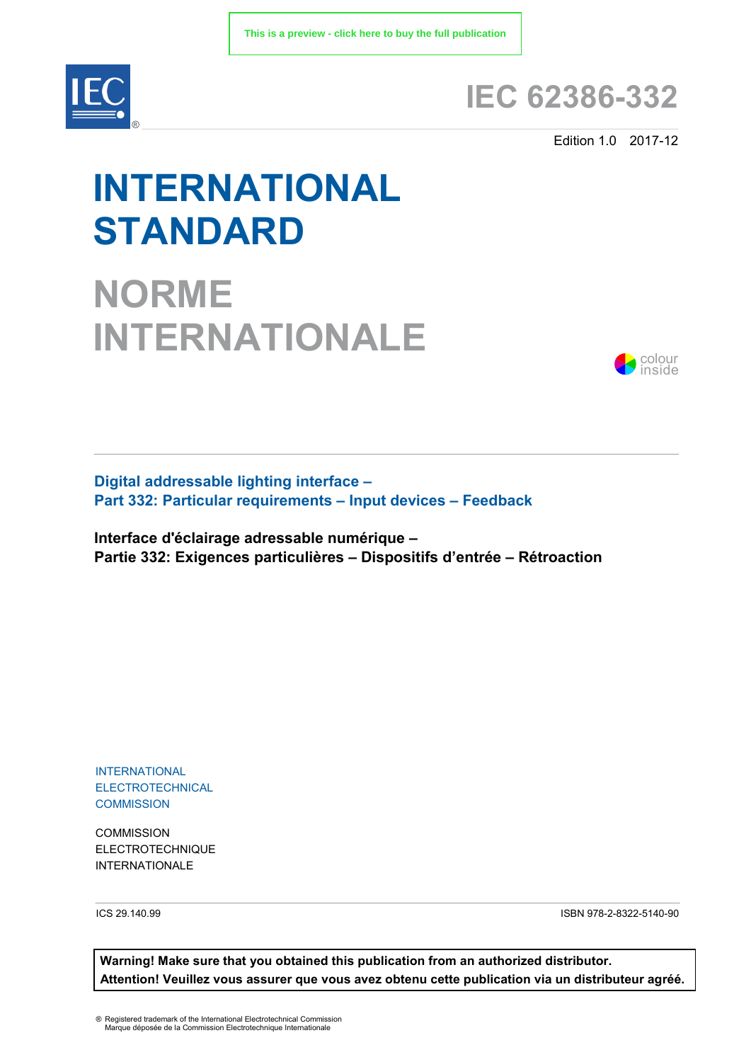This is a preview - click here to buy the full publication

# IEC 62386-332

Edition 1.0 2017-12

# INTERNATIONAL STANDARD

# NORME INTERNATIONALE

colour inside

## Digital addressable lighting interface – Part 332: Particular requirements – Input devices – Feedback

## Interface d'éclairage adressable numérique – Partie 332: Exigences particulières – Dispositifs d'entrée – Rétroaction

INTERNATIONAL ELECTROTECHNICAL COMMISSION

COMMISSION ELECTROTECHNIQUE INTERNATIONALE

ICS 29.140.99

ISBN 978-2-8322-5140-90

**Warning! Make sure that you obtained this publication from an authorized distributor.**
**Attention! Veuillez vous assurer que vous avez obtenu cette publication via un distributeur agréé.**

® Registered trademark of the International Electrotechnical Commission
Marque déposée de la Commission Electrotechnique Internationale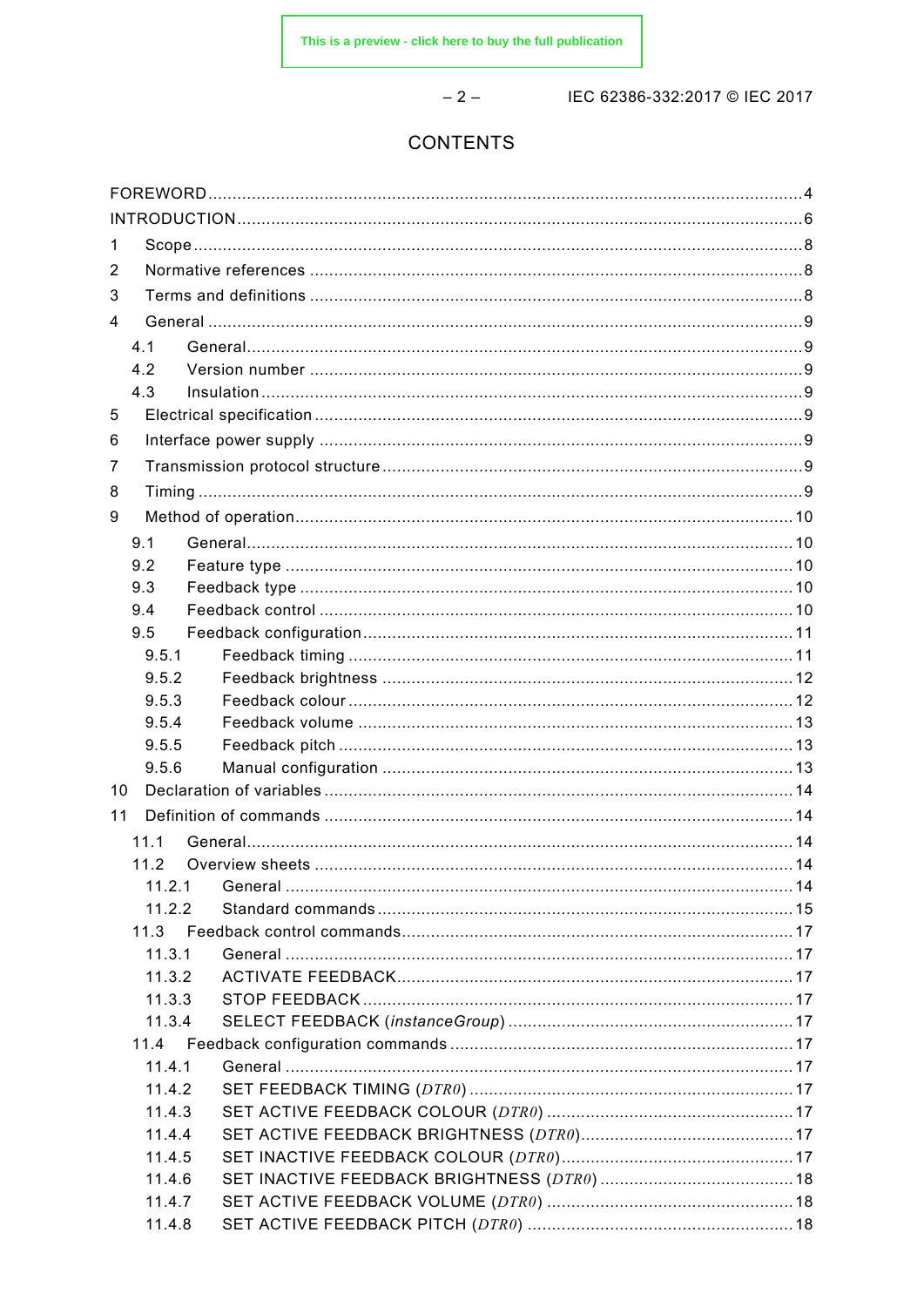# CONTENTS

FOREWORD ....................................................................................................................... 4
INTRODUCTION ................................................................................................................. 6
1 Scope ............................................................................................................................ 8
2 Normative references ..................................................................................................... 8
3 Terms and definitions ..................................................................................................... 8
4 General .......................................................................................................................... 9
  4.1 General ..................................................................................................................... 9
  4.2 Version number .......................................................................................................... 9
  4.3 Insulation .................................................................................................................. 9
5 Electrical specification ..................................................................................................... 9
6 Interface power supply ..................................................................................................... 9
7 Transmission protocol structure ........................................................................................ 9
8 Timing ............................................................................................................................ 9
9 Method of operation ....................................................................................................... 10
  9.1 General .................................................................................................................... 10
  9.2 Feature type ............................................................................................................. 10
  9.3 Feedback type .......................................................................................................... 10
  9.4 Feedback control ....................................................................................................... 10
  9.5 Feedback configuration .............................................................................................. 11
    9.5.1 Feedback timing ................................................................................................... 11
    9.5.2 Feedback brightness ............................................................................................. 12
    9.5.3 Feedback colour ................................................................................................... 12
    9.5.4 Feedback volume ................................................................................................. 13
    9.5.5 Feedback pitch ..................................................................................................... 13
    9.5.6 Manual configuration ............................................................................................ 13
10 Declaration of variables ................................................................................................ 14
11 Definition of commands ................................................................................................. 14
  11.1 General .................................................................................................................. 14
  11.2 Overview sheets ..................................................................................................... 14
    11.2.1 General ............................................................................................................. 14
    11.2.2 Standard commands ........................................................................................... 15
  11.3 Feedback control commands .................................................................................... 17
    11.3.1 General ............................................................................................................. 17
    11.3.2 ACTIVATE FEEDBACK ........................................................................................ 17
    11.3.3 STOP FEEDBACK ............................................................................................... 17
    11.3.4 SELECT FEEDBACK (*instanceGroup*) ................................................................. 17
  11.4 Feedback configuration commands ........................................................................... 17
    11.4.1 General ............................................................................................................. 17
    11.4.2 SET FEEDBACK TIMING (*DTR0*) ........................................................................ 17
    11.4.3 SET ACTIVE FEEDBACK COLOUR (*DTR0*) ......................................................... 17
    11.4.4 SET ACTIVE FEEDBACK BRIGHTNESS (*DTR0*) .................................................. 17
    11.4.5 SET INACTIVE FEEDBACK COLOUR (*DTR0*) ...................................................... 17
    11.4.6 SET INACTIVE FEEDBACK BRIGHTNESS (*DTR0*) ............................................... 18
    11.4.7 SET ACTIVE FEEDBACK VOLUME (*DTR0*) .......................................................... 18
    11.4.8 SET ACTIVE FEEDBACK PITCH (*DTR0*) .............................................................. 18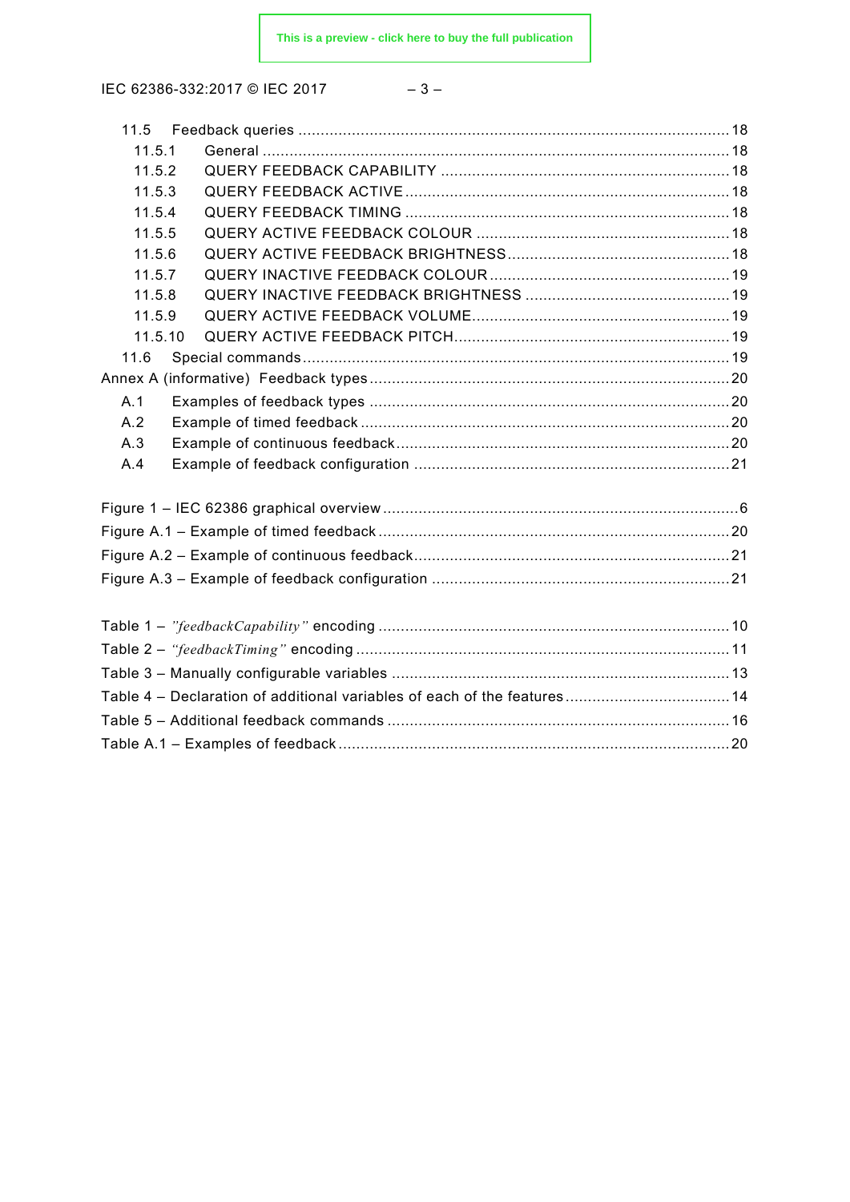11.5 Feedback queries .......... 18

11.5.1 General .......... 18

11.5.2 QUERY FEEDBACK CAPABILITY .......... 18

11.5.3 QUERY FEEDBACK ACTIVE .......... 18

11.5.4 QUERY FEEDBACK TIMING .......... 18

11.5.5 QUERY ACTIVE FEEDBACK COLOUR .......... 18

11.5.6 QUERY ACTIVE FEEDBACK BRIGHTNESS .......... 18

11.5.7 QUERY INACTIVE FEEDBACK COLOUR .......... 19

11.5.8 QUERY INACTIVE FEEDBACK BRIGHTNESS .......... 19

11.5.9 QUERY ACTIVE FEEDBACK VOLUME .......... 19

11.5.10 QUERY ACTIVE FEEDBACK PITCH .......... 19

11.6 Special commands .......... 19

Annex A (informative) Feedback types .......... 20

A.1 Examples of feedback types .......... 20

A.2 Example of timed feedback .......... 20

A.3 Example of continuous feedback .......... 20

A.4 Example of feedback configuration .......... 21

Figure 1 – IEC 62386 graphical overview .......... 6

Figure A.1 – Example of timed feedback .......... 20

Figure A.2 – Example of continuous feedback .......... 21

Figure A.3 – Example of feedback configuration .......... 21

Table 1 – *"feedbackCapability"* encoding .......... 10

Table 2 – *"feedbackTiming"* encoding .......... 11

Table 3 – Manually configurable variables .......... 13

Table 4 – Declaration of additional variables of each of the features .......... 14

Table 5 – Additional feedback commands .......... 16

Table A.1 – Examples of feedback .......... 20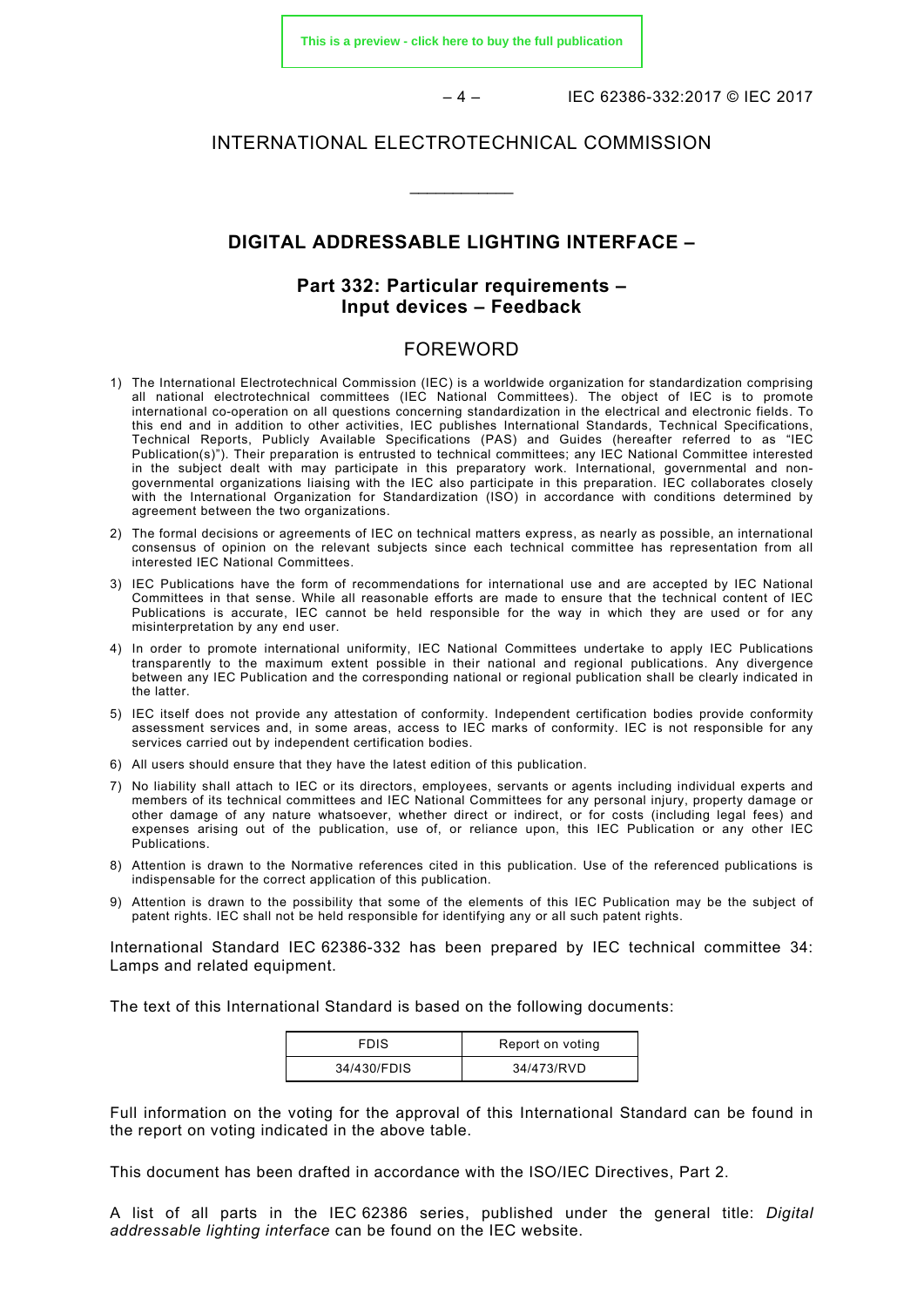INTERNATIONAL ELECTROTECHNICAL COMMISSION

____________

# DIGITAL ADDRESSABLE LIGHTING INTERFACE –

## Part 332: Particular requirements – Input devices – Feedback

## FOREWORD

1) The International Electrotechnical Commission (IEC) is a worldwide organization for standardization comprising all national electrotechnical committees (IEC National Committees). The object of IEC is to promote international co-operation on all questions concerning standardization in the electrical and electronic fields. To this end and in addition to other activities, IEC publishes International Standards, Technical Specifications, Technical Reports, Publicly Available Specifications (PAS) and Guides (hereafter referred to as "IEC Publication(s)"). Their preparation is entrusted to technical committees; any IEC National Committee interested in the subject dealt with may participate in this preparatory work. International, governmental and non-governmental organizations liaising with the IEC also participate in this preparation. IEC collaborates closely with the International Organization for Standardization (ISO) in accordance with conditions determined by agreement between the two organizations.
2) The formal decisions or agreements of IEC on technical matters express, as nearly as possible, an international consensus of opinion on the relevant subjects since each technical committee has representation from all interested IEC National Committees.
3) IEC Publications have the form of recommendations for international use and are accepted by IEC National Committees in that sense. While all reasonable efforts are made to ensure that the technical content of IEC Publications is accurate, IEC cannot be held responsible for the way in which they are used or for any misinterpretation by any end user.
4) In order to promote international uniformity, IEC National Committees undertake to apply IEC Publications transparently to the maximum extent possible in their national and regional publications. Any divergence between any IEC Publication and the corresponding national or regional publication shall be clearly indicated in the latter.
5) IEC itself does not provide any attestation of conformity. Independent certification bodies provide conformity assessment services and, in some areas, access to IEC marks of conformity. IEC is not responsible for any services carried out by independent certification bodies.
6) All users should ensure that they have the latest edition of this publication.
7) No liability shall attach to IEC or its directors, employees, servants or agents including individual experts and members of its technical committees and IEC National Committees for any personal injury, property damage or other damage of any nature whatsoever, whether direct or indirect, or for costs (including legal fees) and expenses arising out of the publication, use of, or reliance upon, this IEC Publication or any other IEC Publications.
8) Attention is drawn to the Normative references cited in this publication. Use of the referenced publications is indispensable for the correct application of this publication.
9) Attention is drawn to the possibility that some of the elements of this IEC Publication may be the subject of patent rights. IEC shall not be held responsible for identifying any or all such patent rights.

International Standard IEC 62386-332 has been prepared by IEC technical committee 34: Lamps and related equipment.

The text of this International Standard is based on the following documents:

| FDIS | Report on voting |
| --- | --- |
| 34/430/FDIS | 34/473/RVD |

Full information on the voting for the approval of this International Standard can be found in the report on voting indicated in the above table.

This document has been drafted in accordance with the ISO/IEC Directives, Part 2.

A list of all parts in the IEC 62386 series, published under the general title: *Digital addressable lighting interface* can be found on the IEC website.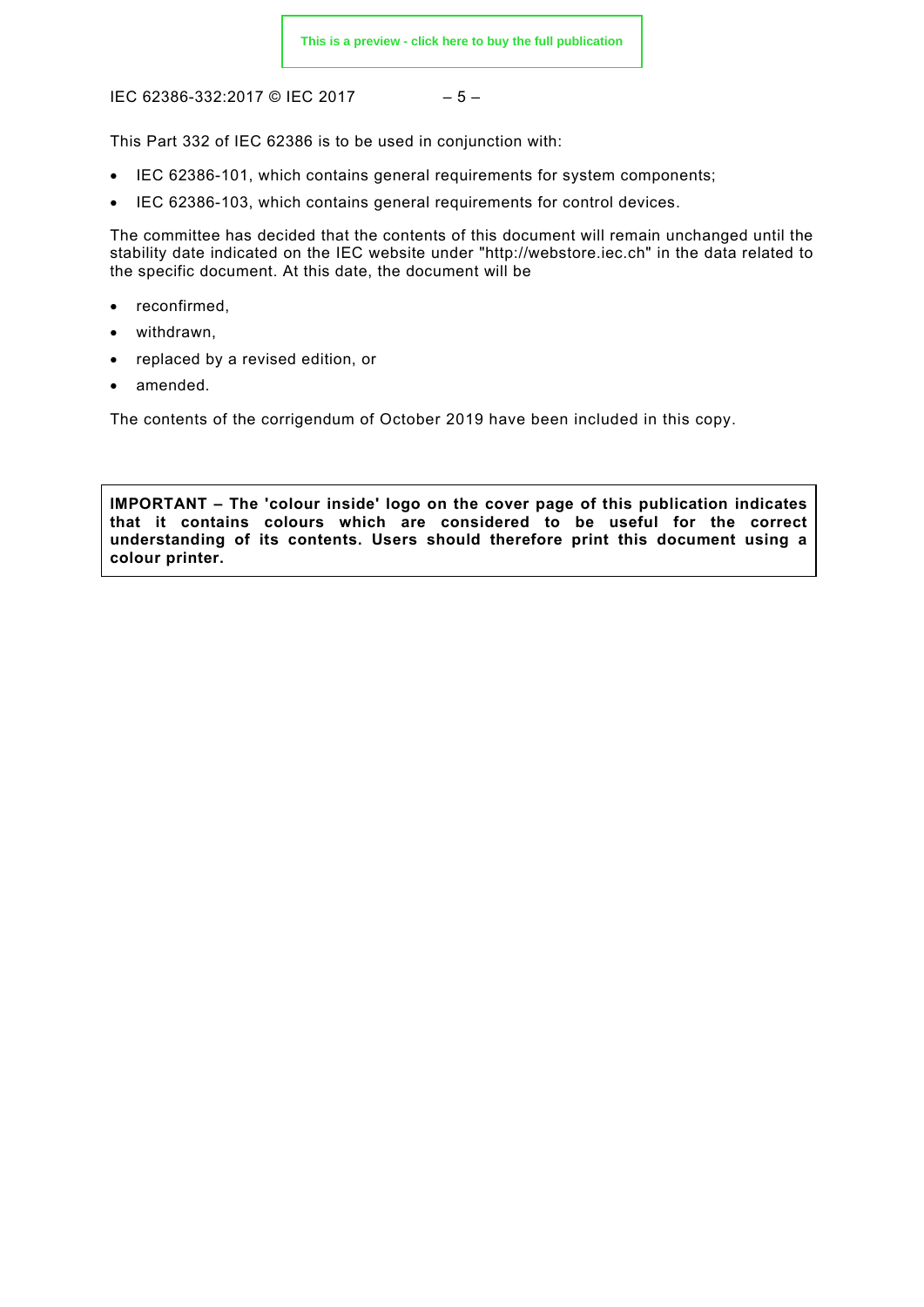This Part 332 of IEC 62386 is to be used in conjunction with:

- IEC 62386-101, which contains general requirements for system components;
- IEC 62386-103, which contains general requirements for control devices.

The committee has decided that the contents of this document will remain unchanged until the stability date indicated on the IEC website under "http://webstore.iec.ch" in the data related to the specific document. At this date, the document will be

- reconfirmed,
- withdrawn,
- replaced by a revised edition, or
- amended.

The contents of the corrigendum of October 2019 have been included in this copy.

**IMPORTANT – The 'colour inside' logo on the cover page of this publication indicates that it contains colours which are considered to be useful for the correct understanding of its contents. Users should therefore print this document using a colour printer.**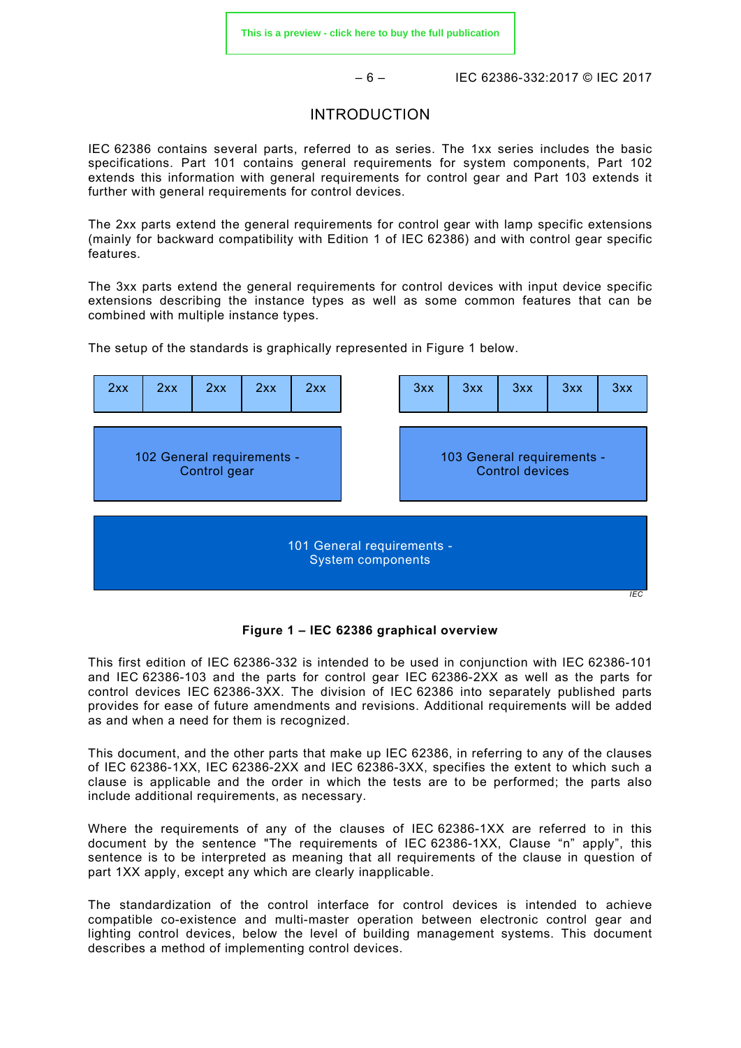# INTRODUCTION

IEC 62386 contains several parts, referred to as series. The 1xx series includes the basic specifications. Part 101 contains general requirements for system components, Part 102 extends this information with general requirements for control gear and Part 103 extends it further with general requirements for control devices.

The 2xx parts extend the general requirements for control gear with lamp specific extensions (mainly for backward compatibility with Edition 1 of IEC 62386) and with control gear specific features.

The 3xx parts extend the general requirements for control devices with input device specific extensions describing the instance types as well as some common features that can be combined with multiple instance types.

The setup of the standards is graphically represented in Figure 1 below.

| 2xx | 2xx | 2xx | 2xx | 2xx | | 3xx | 3xx | 3xx | 3xx | 3xx |
|---|---|---|---|---|---|---|---|---|---|---|
| 102 General requirements - Control gear | | | | | | 103 General requirements - Control devices | | | | |
| 101 General requirements - System components | | | | | | | | | | |

**Figure 1 – IEC 62386 graphical overview**

This first edition of IEC 62386-332 is intended to be used in conjunction with IEC 62386-101 and IEC 62386-103 and the parts for control gear IEC 62386-2XX as well as the parts for control devices IEC 62386-3XX. The division of IEC 62386 into separately published parts provides for ease of future amendments and revisions. Additional requirements will be added as and when a need for them is recognized.

This document, and the other parts that make up IEC 62386, in referring to any of the clauses of IEC 62386-1XX, IEC 62386-2XX and IEC 62386-3XX, specifies the extent to which such a clause is applicable and the order in which the tests are to be performed; the parts also include additional requirements, as necessary.

Where the requirements of any of the clauses of IEC 62386-1XX are referred to in this document by the sentence "The requirements of IEC 62386-1XX, Clause “n” apply", this sentence is to be interpreted as meaning that all requirements of the clause in question of part 1XX apply, except any which are clearly inapplicable.

The standardization of the control interface for control devices is intended to achieve compatible co-existence and multi-master operation between electronic control gear and lighting control devices, below the level of building management systems. This document describes a method of implementing control devices.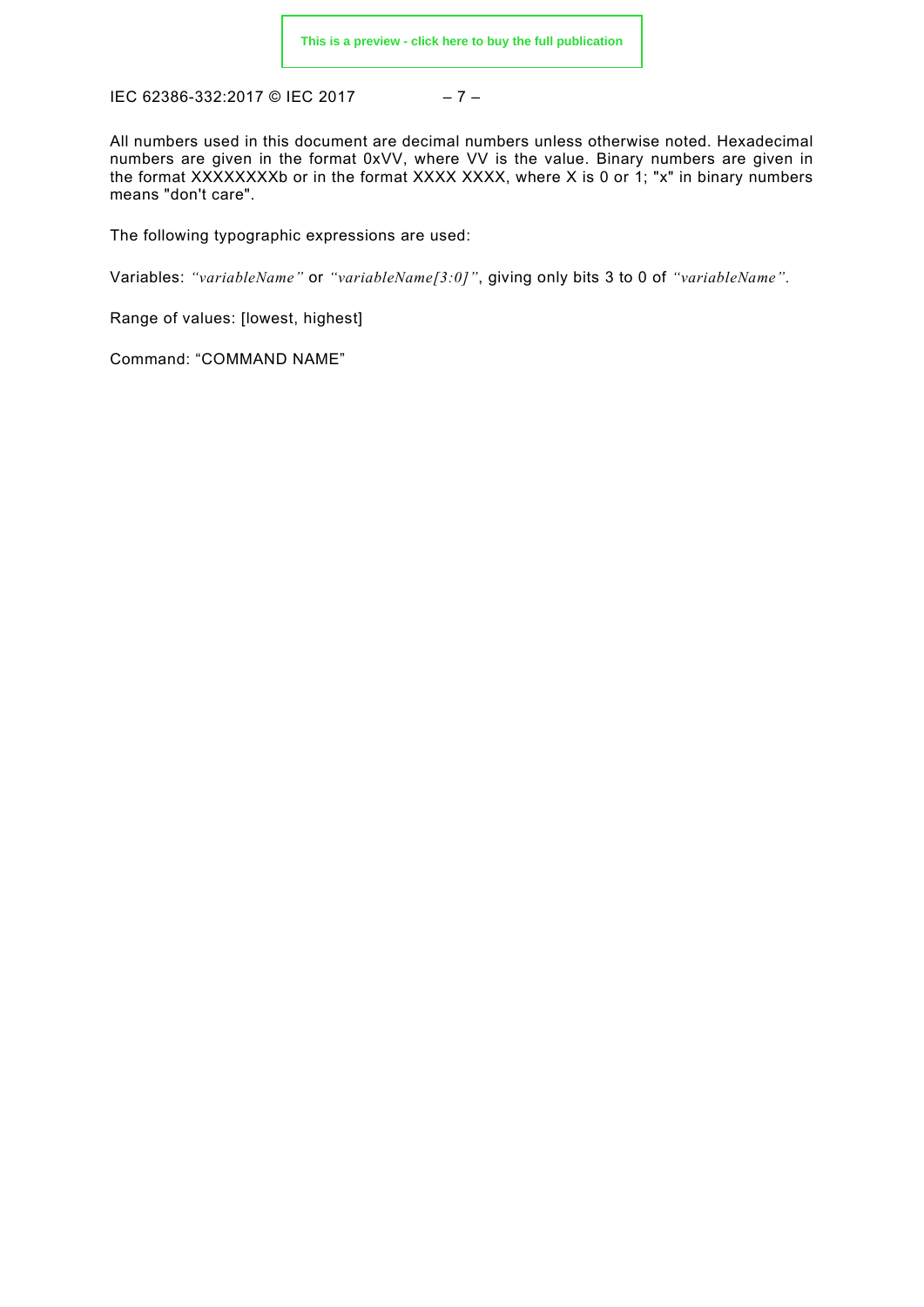All numbers used in this document are decimal numbers unless otherwise noted. Hexadecimal numbers are given in the format 0xVV, where VV is the value. Binary numbers are given in the format XXXXXXXXb or in the format XXXX XXXX, where X is 0 or 1; "x" in binary numbers means "don't care".

The following typographic expressions are used:

Variables: *"variableName"* or *"variableName[3:0]"*, giving only bits 3 to 0 of *"variableName"*.

Range of values: [lowest, highest]

Command: "COMMAND NAME"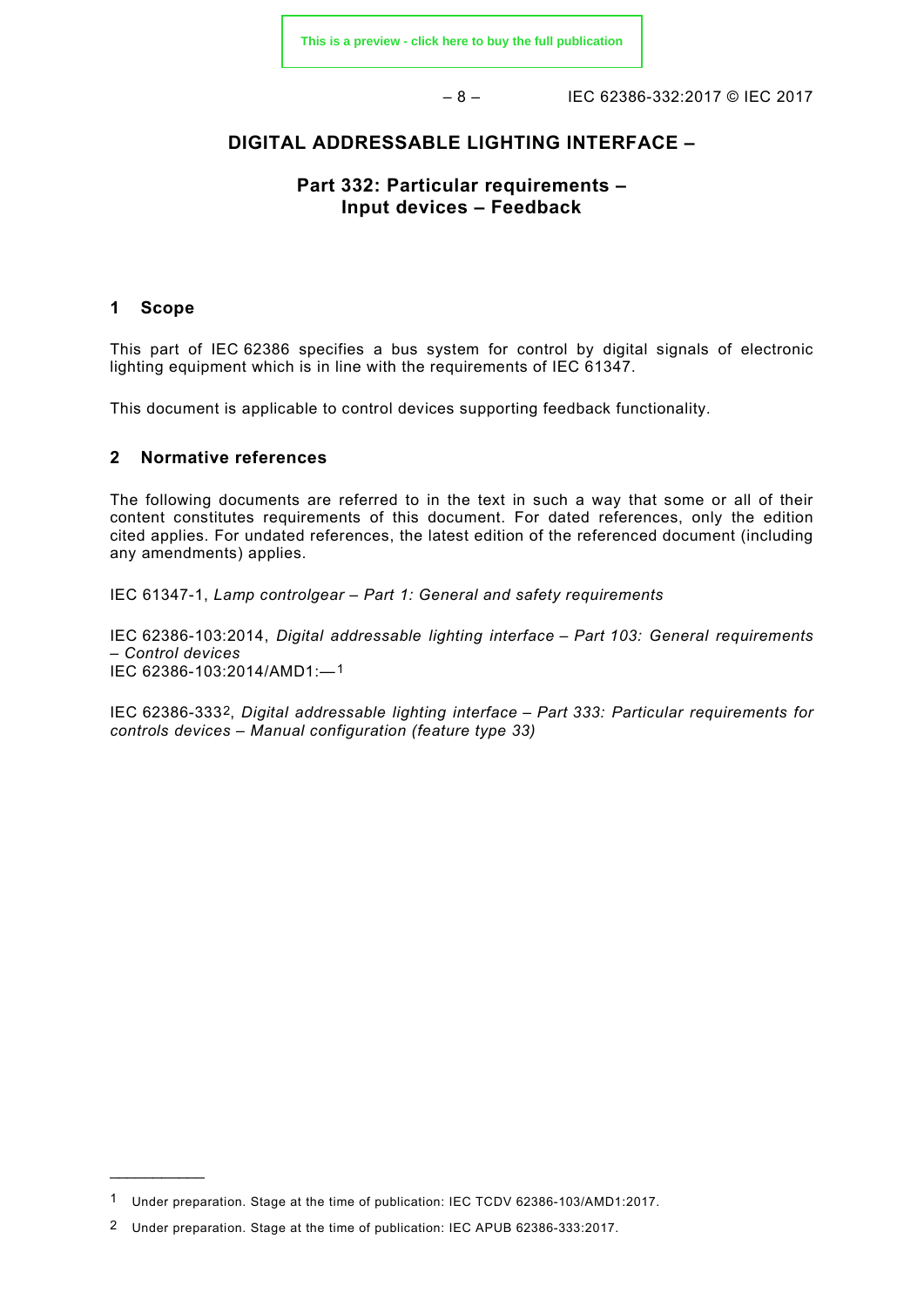# DIGITAL ADDRESSABLE LIGHTING INTERFACE –

## Part 332: Particular requirements – Input devices – Feedback

### 1 Scope

This part of IEC 62386 specifies a bus system for control by digital signals of electronic lighting equipment which is in line with the requirements of IEC 61347.

This document is applicable to control devices supporting feedback functionality.

### 2 Normative references

The following documents are referred to in the text in such a way that some or all of their content constitutes requirements of this document. For dated references, only the edition cited applies. For undated references, the latest edition of the referenced document (including any amendments) applies.

IEC 61347-1, *Lamp controlgear – Part 1: General and safety requirements*

IEC 62386-103:2014, *Digital addressable lighting interface – Part 103: General requirements – Control devices*
IEC 62386-103:2014/AMD1:—[1]

IEC 62386-333[2], *Digital addressable lighting interface – Part 333: Particular requirements for controls devices – Manual configuration (feature type 33)*

---

[1] Under preparation. Stage at the time of publication: IEC TCDV 62386-103/AMD1:2017.

[2] Under preparation. Stage at the time of publication: IEC APUB 62386-333:2017.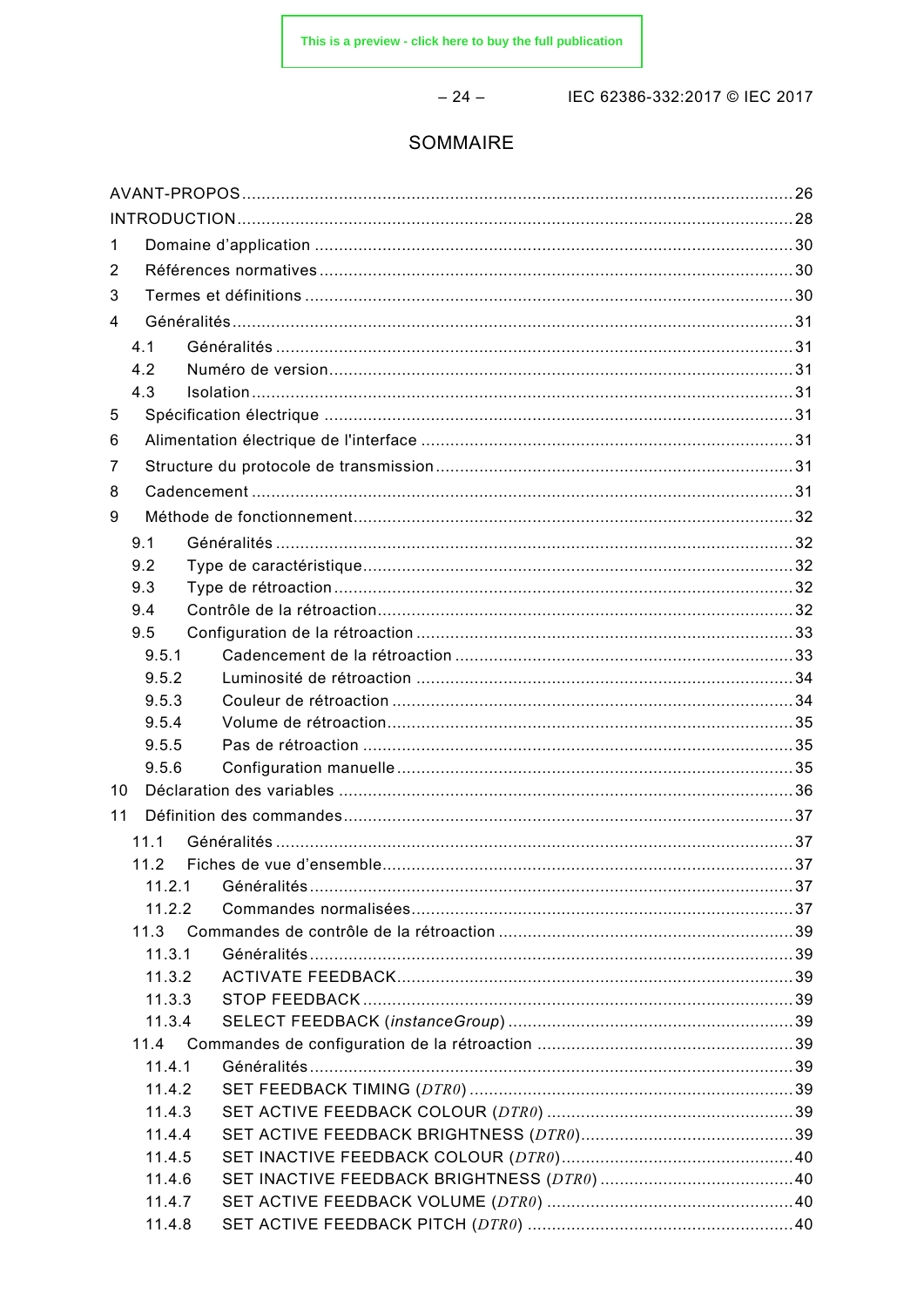## SOMMAIRE

AVANT-PROPOS ........ 26
INTRODUCTION ........ 28
1 Domaine d'application ........ 30
2 Références normatives ........ 30
3 Termes et définitions ........ 30
4 Généralités ........ 31
 4.1 Généralités ........ 31
 4.2 Numéro de version ........ 31
 4.3 Isolation ........ 31
5 Spécification électrique ........ 31
6 Alimentation électrique de l'interface ........ 31
7 Structure du protocole de transmission ........ 31
8 Cadencement ........ 31
9 Méthode de fonctionnement ........ 32
 9.1 Généralités ........ 32
 9.2 Type de caractéristique ........ 32
 9.3 Type de rétroaction ........ 32
 9.4 Contrôle de la rétroaction ........ 32
 9.5 Configuration de la rétroaction ........ 33
  9.5.1 Cadencement de la rétroaction ........ 33
  9.5.2 Luminosité de rétroaction ........ 34
  9.5.3 Couleur de rétroaction ........ 34
  9.5.4 Volume de rétroaction ........ 35
  9.5.5 Pas de rétroaction ........ 35
  9.5.6 Configuration manuelle ........ 35
10 Déclaration des variables ........ 36
11 Définition des commandes ........ 37
 11.1 Généralités ........ 37
 11.2 Fiches de vue d'ensemble ........ 37
  11.2.1 Généralités ........ 37
  11.2.2 Commandes normalisées ........ 37
 11.3 Commandes de contrôle de la rétroaction ........ 39
  11.3.1 Généralités ........ 39
  11.3.2 ACTIVATE FEEDBACK ........ 39
  11.3.3 STOP FEEDBACK ........ 39
  11.3.4 SELECT FEEDBACK (*instanceGroup*) ........ 39
 11.4 Commandes de configuration de la rétroaction ........ 39
  11.4.1 Généralités ........ 39
  11.4.2 SET FEEDBACK TIMING (*DTR0*) ........ 39
  11.4.3 SET ACTIVE FEEDBACK COLOUR (*DTR0*) ........ 39
  11.4.4 SET ACTIVE FEEDBACK BRIGHTNESS (*DTR0*) ........ 39
  11.4.5 SET INACTIVE FEEDBACK COLOUR (*DTR0*) ........ 40
  11.4.6 SET INACTIVE FEEDBACK BRIGHTNESS (*DTR0*) ........ 40
  11.4.7 SET ACTIVE FEEDBACK VOLUME (*DTR0*) ........ 40
  11.4.8 SET ACTIVE FEEDBACK PITCH (*DTR0*) ........ 40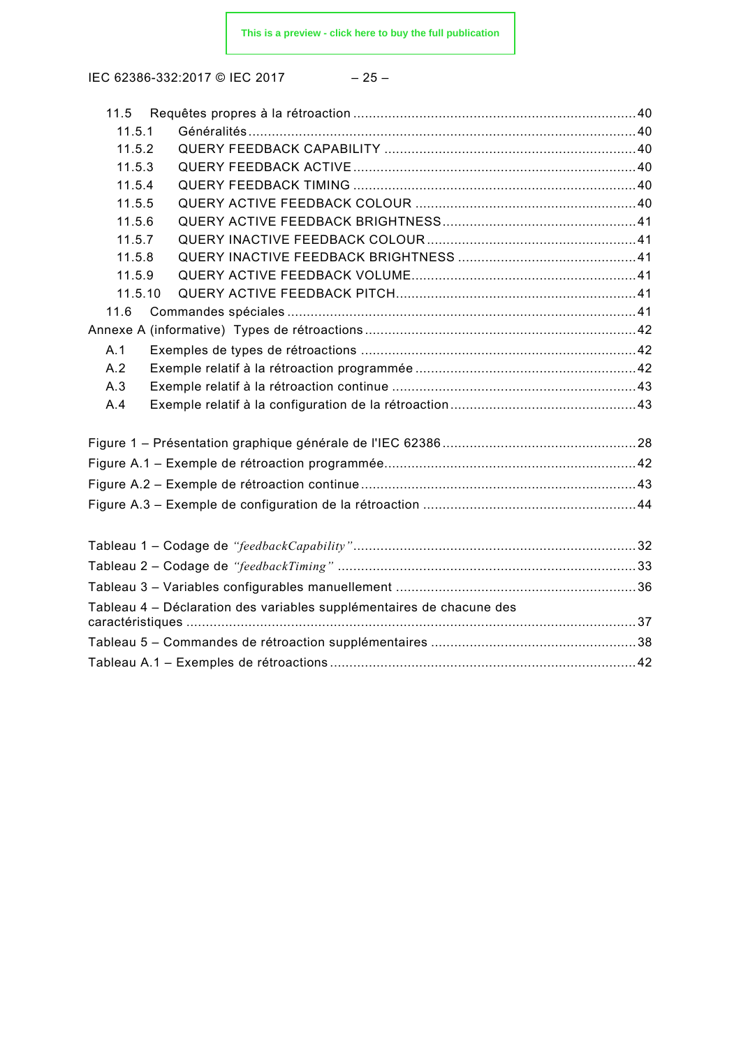11.5 Requêtes propres à la rétroaction ........................................................................40
11.5.1 Généralités .................................................................................................40
11.5.2 QUERY FEEDBACK CAPABILITY ...............................................................40
11.5.3 QUERY FEEDBACK ACTIVE .......................................................................40
11.5.4 QUERY FEEDBACK TIMING .......................................................................40
11.5.5 QUERY ACTIVE FEEDBACK COLOUR .......................................................40
11.5.6 QUERY ACTIVE FEEDBACK BRIGHTNESS .................................................41
11.5.7 QUERY INACTIVE FEEDBACK COLOUR .....................................................41
11.5.8 QUERY INACTIVE FEEDBACK BRIGHTNESS .............................................41
11.5.9 QUERY ACTIVE FEEDBACK VOLUME.........................................................41
11.5.10 QUERY ACTIVE FEEDBACK PITCH.............................................................41
11.6 Commandes spéciales ........................................................................................41
Annexe A (informative) Types de rétroactions .....................................................................42
A.1 Exemples de types de rétroactions ......................................................................42
A.2 Exemple relatif à la rétroaction programmée ........................................................42
A.3 Exemple relatif à la rétroaction continue ..............................................................43
A.4 Exemple relatif à la configuration de la rétroaction ...............................................43

Figure 1 – Présentation graphique générale de l'IEC 62386 .................................................28
Figure A.1 – Exemple de rétroaction programmée................................................................42
Figure A.2 – Exemple de rétroaction continue ......................................................................43
Figure A.3 – Exemple de configuration de la rétroaction ......................................................44

Tableau 1 – Codage de *"feedbackCapability"*.......................................................................32
Tableau 2 – Codage de *"feedbackTiming"* ...........................................................................33
Tableau 3 – Variables configurables manuellement .............................................................36
Tableau 4 – Déclaration des variables supplémentaires de chacune des caractéristiques ..................................................................................................................37
Tableau 5 – Commandes de rétroaction supplémentaires ....................................................38
Tableau A.1 – Exemples de rétroactions .............................................................................42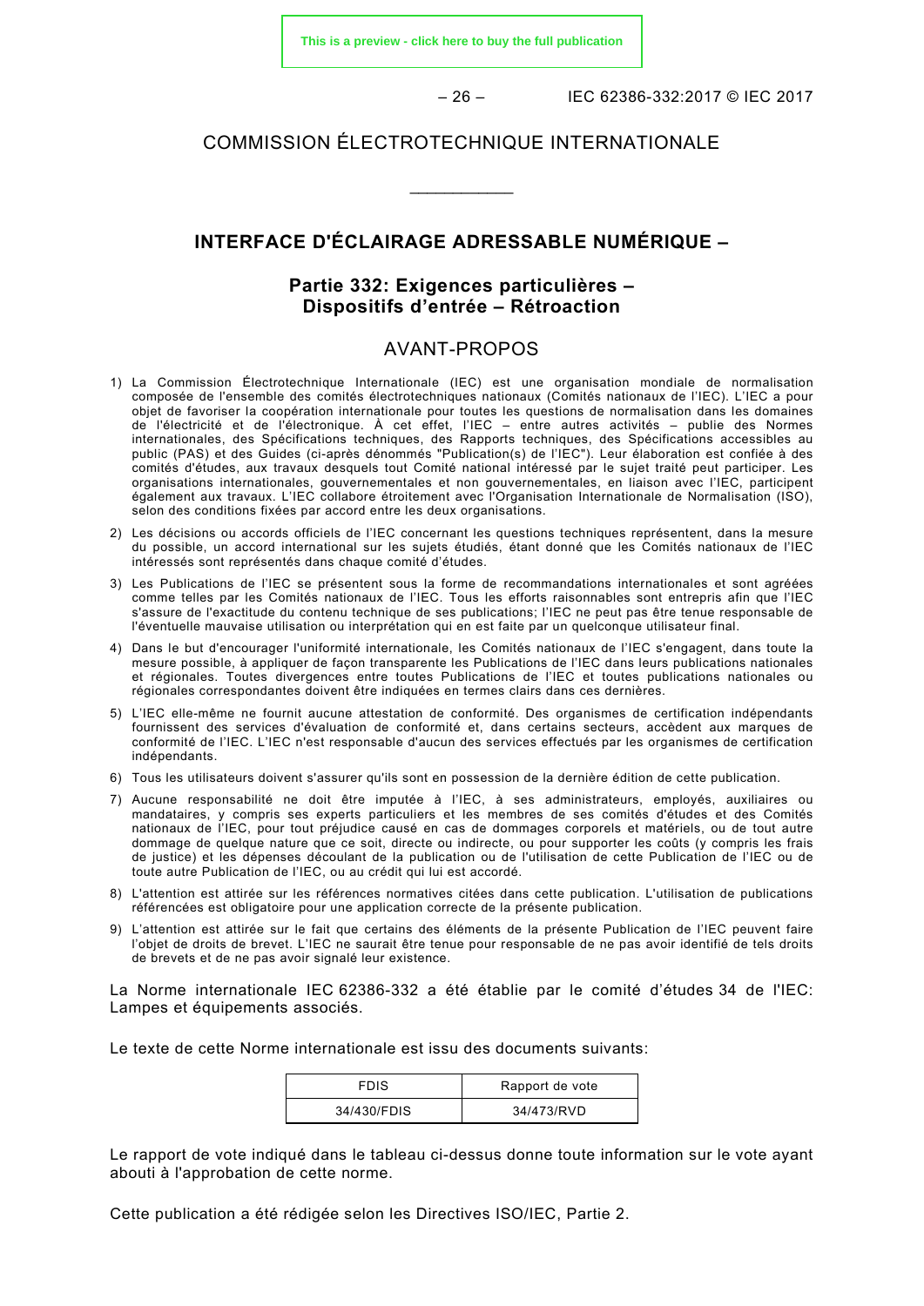COMMISSION ÉLECTROTECHNIQUE INTERNATIONALE

\_\_\_\_\_\_\_\_\_\_\_\_

# INTERFACE D'ÉCLAIRAGE ADRESSABLE NUMÉRIQUE –

## Partie 332: Exigences particulières – Dispositifs d'entrée – Rétroaction

## AVANT-PROPOS

1) La Commission Électrotechnique Internationale (IEC) est une organisation mondiale de normalisation composée de l'ensemble des comités électrotechniques nationaux (Comités nationaux de l'IEC). L'IEC a pour objet de favoriser la coopération internationale pour toutes les questions de normalisation dans les domaines de l'électricité et de l'électronique. À cet effet, l'IEC – entre autres activités – publie des Normes internationales, des Spécifications techniques, des Rapports techniques, des Spécifications accessibles au public (PAS) et des Guides (ci-après dénommés "Publication(s) de l'IEC"). Leur élaboration est confiée à des comités d'études, aux travaux desquels tout Comité national intéressé par le sujet traité peut participer. Les organisations internationales, gouvernementales et non gouvernementales, en liaison avec l'IEC, participent également aux travaux. L'IEC collabore étroitement avec l'Organisation Internationale de Normalisation (ISO), selon des conditions fixées par accord entre les deux organisations.
2) Les décisions ou accords officiels de l'IEC concernant les questions techniques représentent, dans la mesure du possible, un accord international sur les sujets étudiés, étant donné que les Comités nationaux de l'IEC intéressés sont représentés dans chaque comité d'études.
3) Les Publications de l'IEC se présentent sous la forme de recommandations internationales et sont agréées comme telles par les Comités nationaux de l'IEC. Tous les efforts raisonnables sont entrepris afin que l'IEC s'assure de l'exactitude du contenu technique de ses publications; l'IEC ne peut pas être tenue responsable de l'éventuelle mauvaise utilisation ou interprétation qui en est faite par un quelconque utilisateur final.
4) Dans le but d'encourager l'uniformité internationale, les Comités nationaux de l'IEC s'engagent, dans toute la mesure possible, à appliquer de façon transparente les Publications de l'IEC dans leurs publications nationales et régionales. Toutes divergences entre toutes Publications de l'IEC et toutes publications nationales ou régionales correspondantes doivent être indiquées en termes clairs dans ces dernières.
5) L'IEC elle-même ne fournit aucune attestation de conformité. Des organismes de certification indépendants fournissent des services d'évaluation de conformité et, dans certains secteurs, accèdent aux marques de conformité de l'IEC. L'IEC n'est responsable d'aucun des services effectués par les organismes de certification indépendants.
6) Tous les utilisateurs doivent s'assurer qu'ils sont en possession de la dernière édition de cette publication.
7) Aucune responsabilité ne doit être imputée à l'IEC, à ses administrateurs, employés, auxiliaires ou mandataires, y compris ses experts particuliers et les membres de ses comités d'études et des Comités nationaux de l'IEC, pour tout préjudice causé en cas de dommages corporels et matériels, ou de tout autre dommage de quelque nature que ce soit, directe ou indirecte, ou pour supporter les coûts (y compris les frais de justice) et les dépenses découlant de la publication ou de l'utilisation de cette Publication de l'IEC ou de toute autre Publication de l'IEC, ou au crédit qui lui est accordé.
8) L'attention est attirée sur les références normatives citées dans cette publication. L'utilisation de publications référencées est obligatoire pour une application correcte de la présente publication.
9) L'attention est attirée sur le fait que certains des éléments de la présente Publication de l'IEC peuvent faire l'objet de droits de brevet. L'IEC ne saurait être tenue pour responsable de ne pas avoir identifié de tels droits de brevets et de ne pas avoir signalé leur existence.

La Norme internationale IEC 62386-332 a été établie par le comité d'études 34 de l'IEC: Lampes et équipements associés.

Le texte de cette Norme internationale est issu des documents suivants:

| FDIS | Rapport de vote |
|---|---|
| 34/430/FDIS | 34/473/RVD |

Le rapport de vote indiqué dans le tableau ci-dessus donne toute information sur le vote ayant abouti à l'approbation de cette norme.

Cette publication a été rédigée selon les Directives ISO/IEC, Partie 2.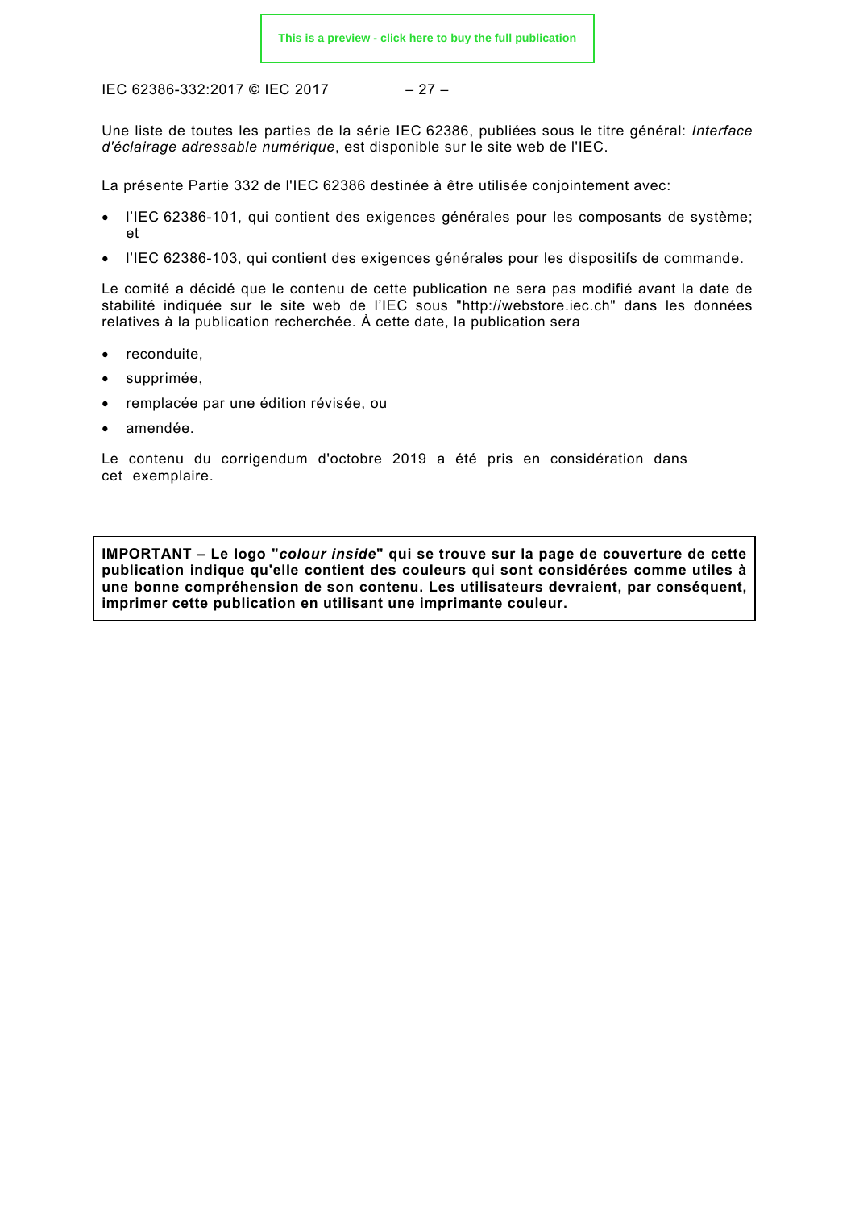Une liste de toutes les parties de la série IEC 62386, publiées sous le titre général: *Interface d'éclairage adressable numérique*, est disponible sur le site web de l'IEC.

La présente Partie 332 de l'IEC 62386 destinée à être utilisée conjointement avec:

- l'IEC 62386-101, qui contient des exigences générales pour les composants de système; et
- l'IEC 62386-103, qui contient des exigences générales pour les dispositifs de commande.

Le comité a décidé que le contenu de cette publication ne sera pas modifié avant la date de stabilité indiquée sur le site web de l'IEC sous "http://webstore.iec.ch" dans les données relatives à la publication recherchée. À cette date, la publication sera

- reconduite,
- supprimée,
- remplacée par une édition révisée, ou
- amendée.

Le contenu du corrigendum d'octobre 2019 a été pris en considération dans cet exemplaire.

**IMPORTANT – Le logo "*colour inside*" qui se trouve sur la page de couverture de cette publication indique qu'elle contient des couleurs qui sont considérées comme utiles à une bonne compréhension de son contenu. Les utilisateurs devraient, par conséquent, imprimer cette publication en utilisant une imprimante couleur.**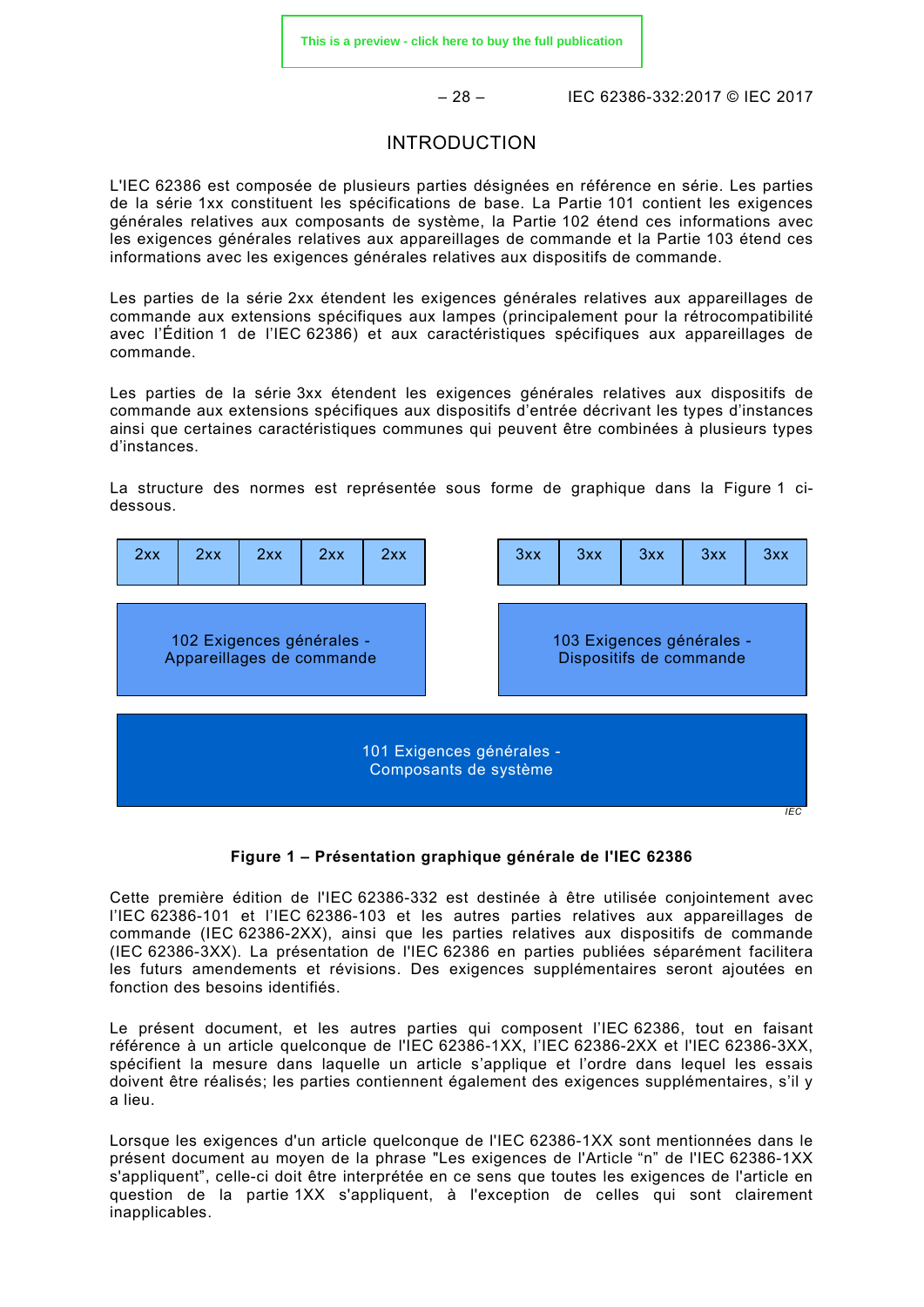# INTRODUCTION

L'IEC 62386 est composée de plusieurs parties désignées en référence en série. Les parties de la série 1xx constituent les spécifications de base. La Partie 101 contient les exigences générales relatives aux composants de système, la Partie 102 étend ces informations avec les exigences générales relatives aux appareillages de commande et la Partie 103 étend ces informations avec les exigences générales relatives aux dispositifs de commande.

Les parties de la série 2xx étendent les exigences générales relatives aux appareillages de commande aux extensions spécifiques aux lampes (principalement pour la rétrocompatibilité avec l'Édition 1 de l'IEC 62386) et aux caractéristiques spécifiques aux appareillages de commande.

Les parties de la série 3xx étendent les exigences générales relatives aux dispositifs de commande aux extensions spécifiques aux dispositifs d'entrée décrivant les types d'instances ainsi que certaines caractéristiques communes qui peuvent être combinées à plusieurs types d'instances.

La structure des normes est représentée sous forme de graphique dans la Figure 1 ci-dessous.

| 2xx | 2xx | 2xx | 2xx | 2xx | | 3xx | 3xx | 3xx | 3xx | 3xx |
|---|---|---|---|---|---|---|---|---|---|---|
| 102 Exigences générales - Appareillages de commande | | | | | | 103 Exigences générales - Dispositifs de commande | | | | |
| 101 Exigences générales - Composants de système | | | | | | | | | | |

**Figure 1 – Présentation graphique générale de l'IEC 62386**

Cette première édition de l'IEC 62386-332 est destinée à être utilisée conjointement avec l'IEC 62386-101 et l'IEC 62386-103 et les autres parties relatives aux appareillages de commande (IEC 62386-2XX), ainsi que les parties relatives aux dispositifs de commande (IEC 62386-3XX). La présentation de l'IEC 62386 en parties publiées séparément facilitera les futurs amendements et révisions. Des exigences supplémentaires seront ajoutées en fonction des besoins identifiés.

Le présent document, et les autres parties qui composent l'IEC 62386, tout en faisant référence à un article quelconque de l'IEC 62386-1XX, l'IEC 62386-2XX et l'IEC 62386-3XX, spécifient la mesure dans laquelle un article s'applique et l'ordre dans lequel les essais doivent être réalisés; les parties contiennent également des exigences supplémentaires, s'il y a lieu.

Lorsque les exigences d'un article quelconque de l'IEC 62386-1XX sont mentionnées dans le présent document au moyen de la phrase "Les exigences de l'Article "n" de l'IEC 62386-1XX s'appliquent", celle-ci doit être interprétée en ce sens que toutes les exigences de l'article en question de la partie 1XX s'appliquent, à l'exception de celles qui sont clairement inapplicables.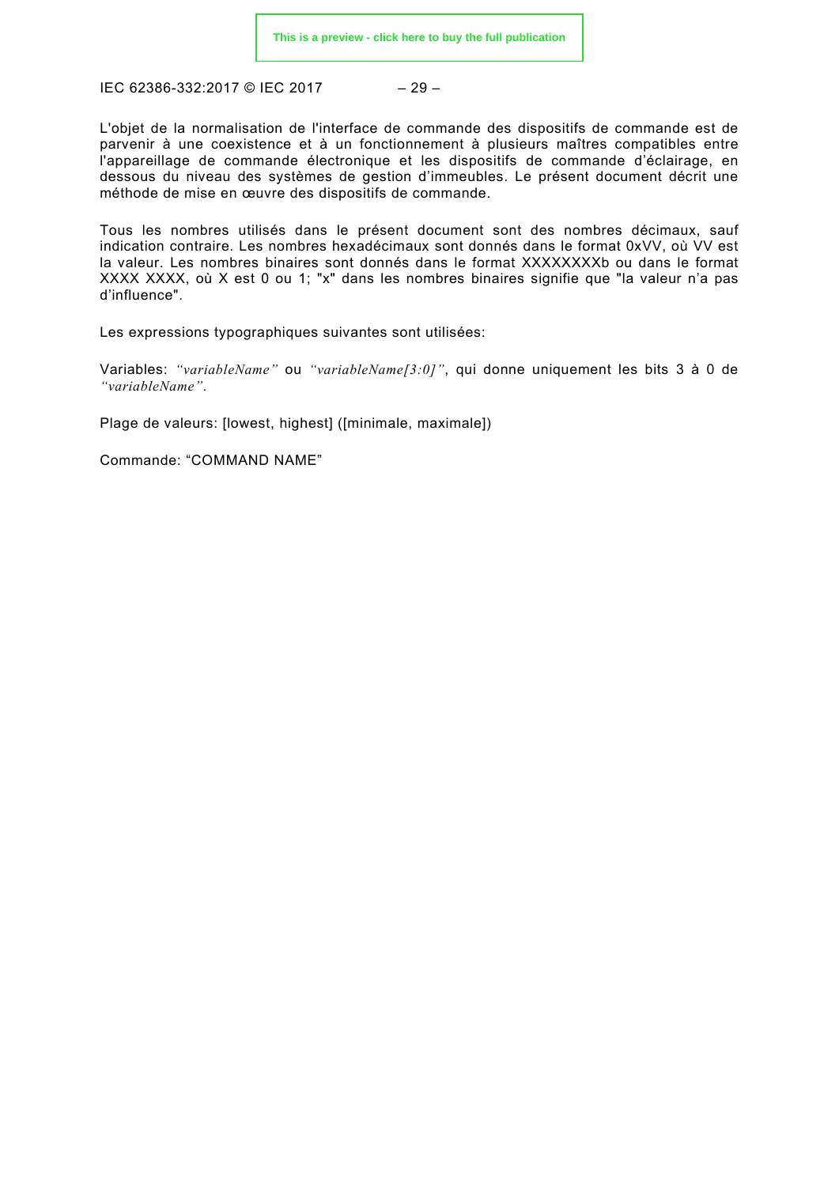L'objet de la normalisation de l'interface de commande des dispositifs de commande est de parvenir à une coexistence et à un fonctionnement à plusieurs maîtres compatibles entre l'appareillage de commande électronique et les dispositifs de commande d'éclairage, en dessous du niveau des systèmes de gestion d'immeubles. Le présent document décrit une méthode de mise en œuvre des dispositifs de commande.

Tous les nombres utilisés dans le présent document sont des nombres décimaux, sauf indication contraire. Les nombres hexadécimaux sont donnés dans le format 0xVV, où VV est la valeur. Les nombres binaires sont donnés dans le format XXXXXXXXb ou dans le format XXXX XXXX, où X est 0 ou 1; "x" dans les nombres binaires signifie que "la valeur n'a pas d'influence".

Les expressions typographiques suivantes sont utilisées:

Variables: *"variableName"* ou *"variableName[3:0]"*, qui donne uniquement les bits 3 à 0 de *"variableName"*.

Plage de valeurs: [lowest, highest] ([minimale, maximale])

Commande: "COMMAND NAME"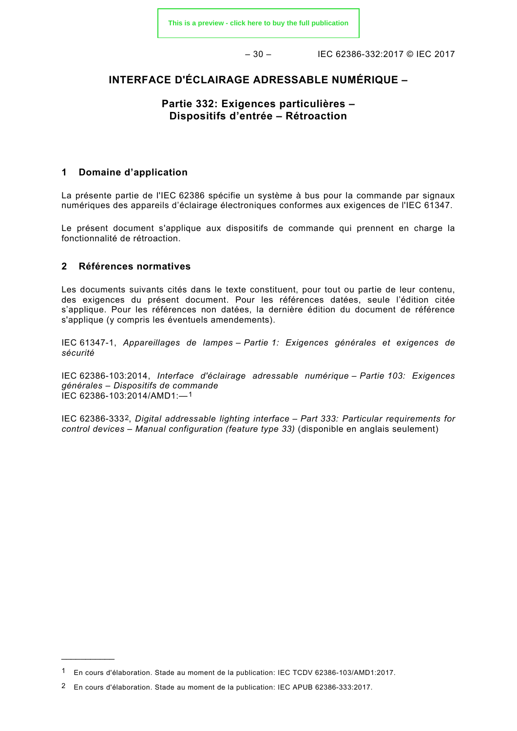# INTERFACE D'ÉCLAIRAGE ADRESSABLE NUMÉRIQUE –

## Partie 332: Exigences particulières – Dispositifs d'entrée – Rétroaction

## 1 Domaine d'application

La présente partie de l'IEC 62386 spécifie un système à bus pour la commande par signaux numériques des appareils d'éclairage électroniques conformes aux exigences de l'IEC 61347.

Le présent document s'applique aux dispositifs de commande qui prennent en charge la fonctionnalité de rétroaction.

## 2 Références normatives

Les documents suivants cités dans le texte constituent, pour tout ou partie de leur contenu, des exigences du présent document. Pour les références datées, seule l'édition citée s'applique. Pour les références non datées, la dernière édition du document de référence s'applique (y compris les éventuels amendements).

IEC 61347-1, *Appareillages de lampes – Partie 1: Exigences générales et exigences de sécurité*

IEC 62386-103:2014, *Interface d'éclairage adressable numérique – Partie 103: Exigences générales – Dispositifs de commande*
IEC 62386-103:2014/AMD1:—[1]

IEC 62386-333[2], *Digital addressable lighting interface – Part 333: Particular requirements for control devices – Manual configuration (feature type 33)* (disponible en anglais seulement)

---

[1] En cours d'élaboration. Stade au moment de la publication: IEC TCDV 62386-103/AMD1:2017.

[2] En cours d'élaboration. Stade au moment de la publication: IEC APUB 62386-333:2017.